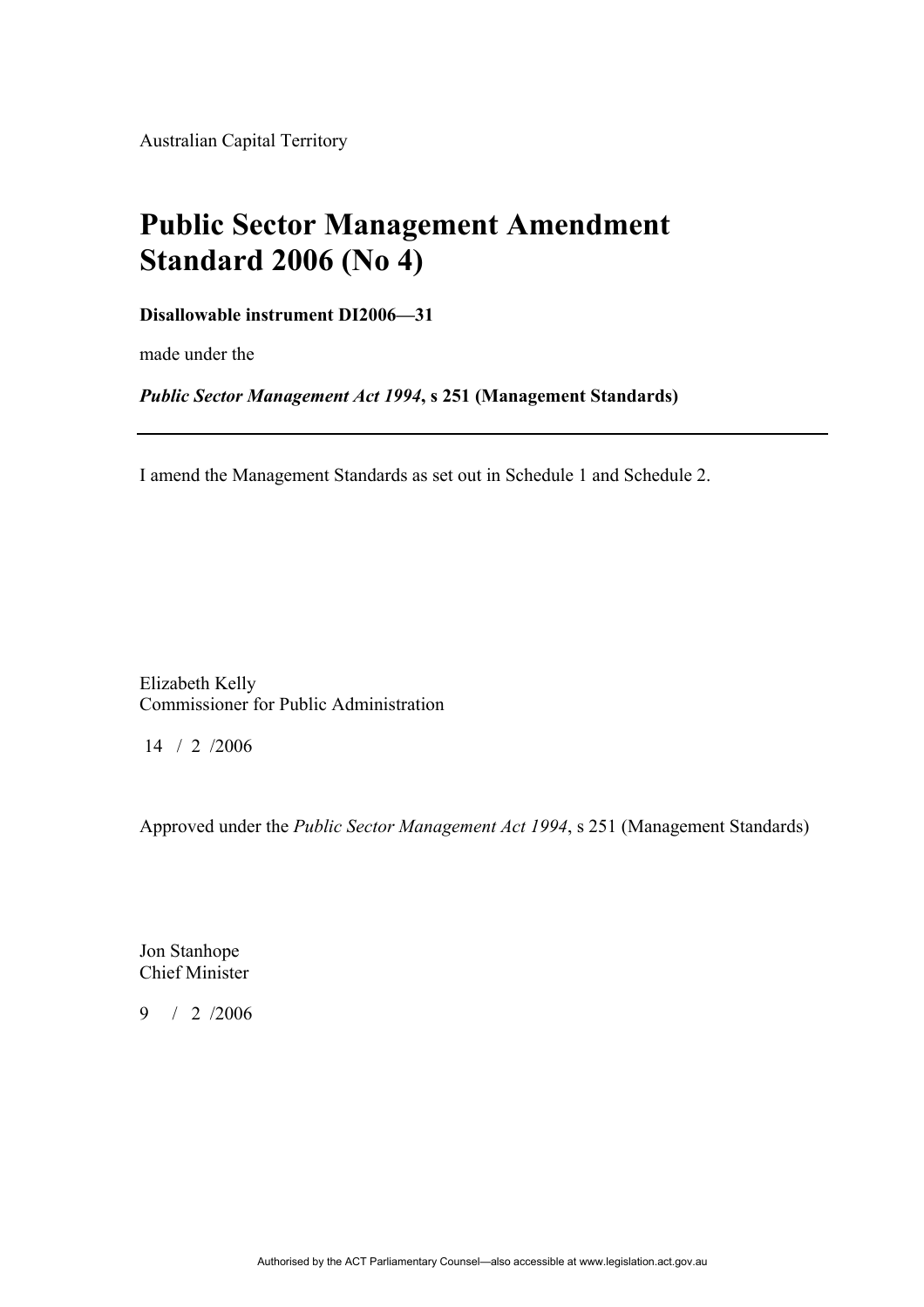Australian Capital Territory

# Public Sector Management Amendment Standard 2006 (No 4)

**Disallowable instrument DI2006—31**

made under the

***Public Sector Management Act 1994*, s 251 (Management Standards)**

---

I amend the Management Standards as set out in Schedule 1 and Schedule 2.

Elizabeth Kelly
Commissioner for Public Administration

14 / 2 /2006

Approved under the *Public Sector Management Act 1994*, s 251 (Management Standards)

Jon Stanhope
Chief Minister

9 / 2 /2006

Authorised by the ACT Parliamentary Counsel—also accessible at www.legislation.act.gov.au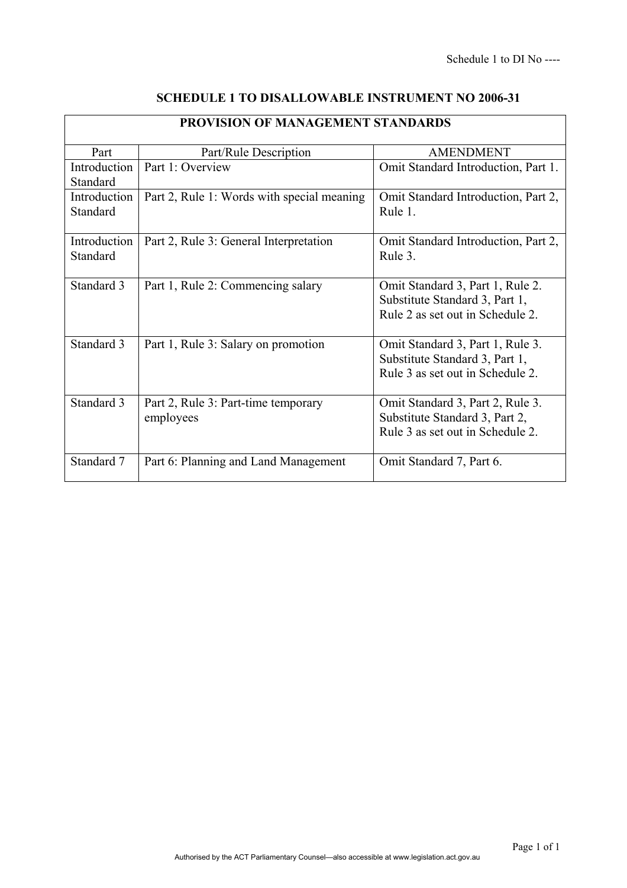## SCHEDULE 1 TO DISALLOWABLE INSTRUMENT NO 2006-31

| PROVISION OF MANAGEMENT STANDARDS | | |
|---|---|---|
| Part | Part/Rule Description | AMENDMENT |
| Introduction Standard | Part 1: Overview | Omit Standard Introduction, Part 1. |
| Introduction Standard | Part 2, Rule 1: Words with special meaning | Omit Standard Introduction, Part 2, Rule 1. |
| Introduction Standard | Part 2, Rule 3: General Interpretation | Omit Standard Introduction, Part 2, Rule 3. |
| Standard 3 | Part 1, Rule 2: Commencing salary | Omit Standard 3, Part 1, Rule 2. Substitute Standard 3, Part 1, Rule 2 as set out in Schedule 2. |
| Standard 3 | Part 1, Rule 3: Salary on promotion | Omit Standard 3, Part 1, Rule 3. Substitute Standard 3, Part 1, Rule 3 as set out in Schedule 2. |
| Standard 3 | Part 2, Rule 3: Part-time temporary employees | Omit Standard 3, Part 2, Rule 3. Substitute Standard 3, Part 2, Rule 3 as set out in Schedule 2. |
| Standard 7 | Part 6: Planning and Land Management | Omit Standard 7, Part 6. |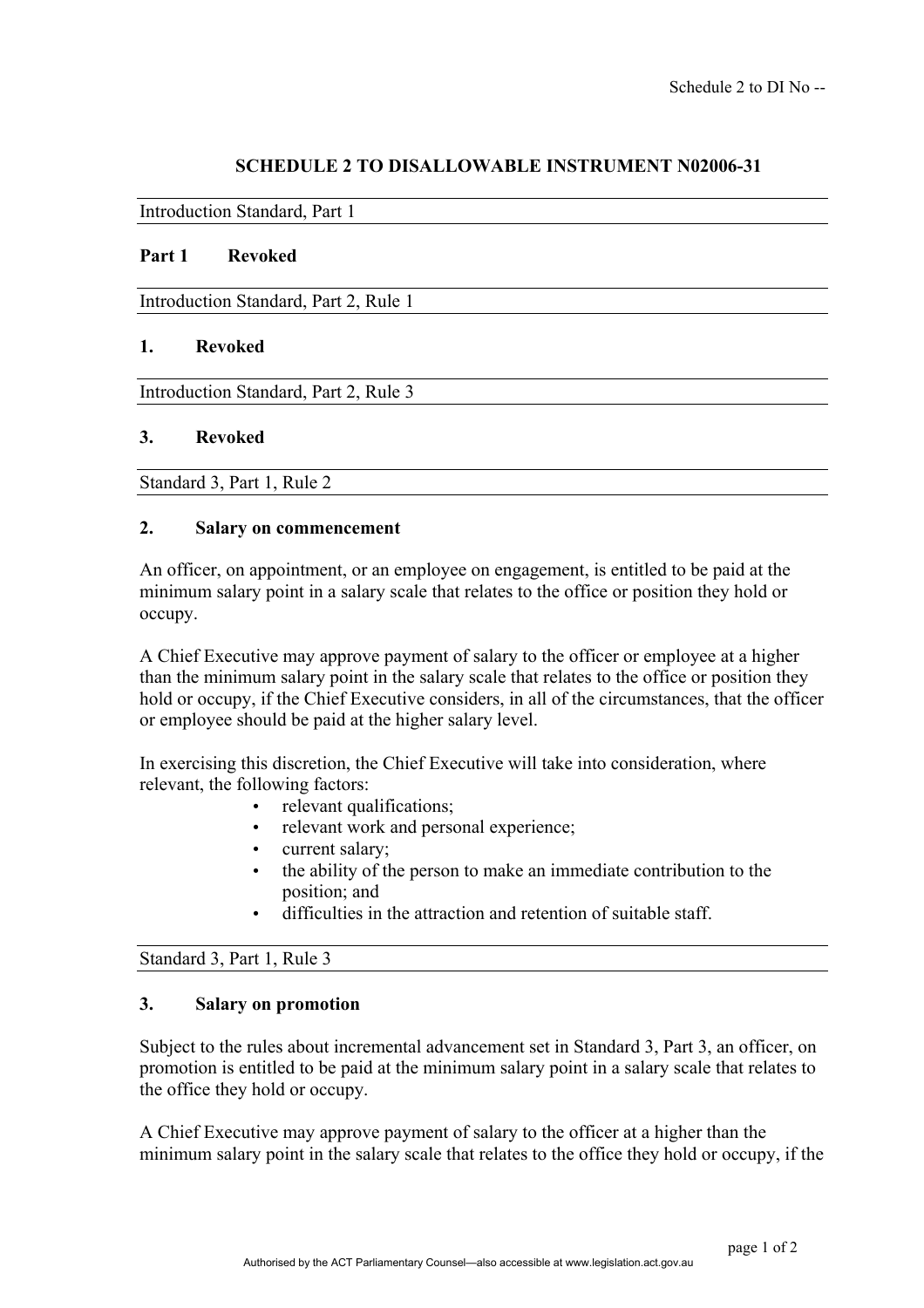# SCHEDULE 2 TO DISALLOWABLE INSTRUMENT N02006-31

Introduction Standard, Part 1

**Part 1 Revoked**

Introduction Standard, Part 2, Rule 1

**1. Revoked**

Introduction Standard, Part 2, Rule 3

**3. Revoked**

Standard 3, Part 1, Rule 2

**2. Salary on commencement**

An officer, on appointment, or an employee on engagement, is entitled to be paid at the minimum salary point in a salary scale that relates to the office or position they hold or occupy.

A Chief Executive may approve payment of salary to the officer or employee at a higher than the minimum salary point in the salary scale that relates to the office or position they hold or occupy, if the Chief Executive considers, in all of the circumstances, that the officer or employee should be paid at the higher salary level.

In exercising this discretion, the Chief Executive will take into consideration, where relevant, the following factors:

- relevant qualifications;
- relevant work and personal experience;
- current salary;
- the ability of the person to make an immediate contribution to the position; and
- difficulties in the attraction and retention of suitable staff.

Standard 3, Part 1, Rule 3

**3. Salary on promotion**

Subject to the rules about incremental advancement set in Standard 3, Part 3, an officer, on promotion is entitled to be paid at the minimum salary point in a salary scale that relates to the office they hold or occupy.

A Chief Executive may approve payment of salary to the officer at a higher than the minimum salary point in the salary scale that relates to the office they hold or occupy, if the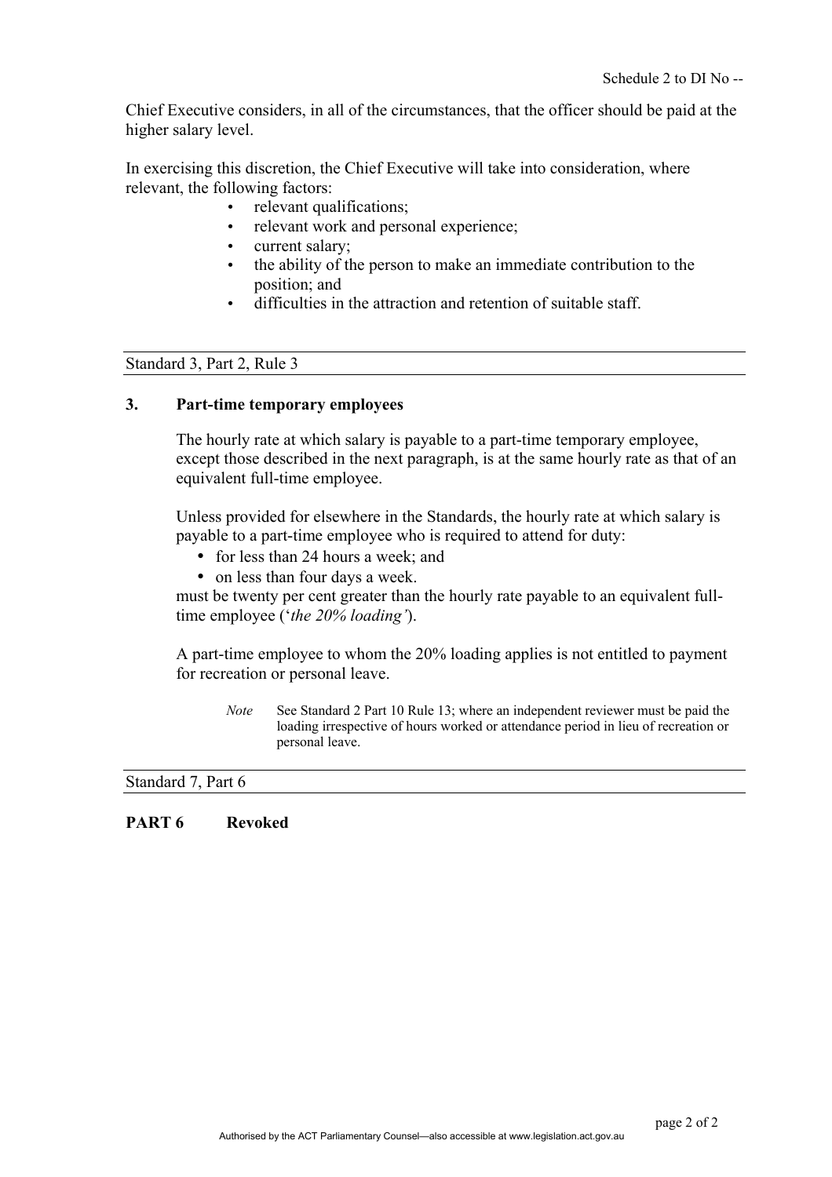Chief Executive considers, in all of the circumstances, that the officer should be paid at the higher salary level.

In exercising this discretion, the Chief Executive will take into consideration, where relevant, the following factors:

- relevant qualifications;
- relevant work and personal experience;
- current salary;
- the ability of the person to make an immediate contribution to the position; and
- difficulties in the attraction and retention of suitable staff.

Standard 3, Part 2, Rule 3

### 3. Part-time temporary employees

The hourly rate at which salary is payable to a part-time temporary employee, except those described in the next paragraph, is at the same hourly rate as that of an equivalent full-time employee.

Unless provided for elsewhere in the Standards, the hourly rate at which salary is payable to a part-time employee who is required to attend for duty:

- for less than 24 hours a week; and
- on less than four days a week.

must be twenty per cent greater than the hourly rate payable to an equivalent full-time employee ('*the 20% loading'*).

A part-time employee to whom the 20% loading applies is not entitled to payment for recreation or personal leave.

> *Note* See Standard 2 Part 10 Rule 13; where an independent reviewer must be paid the loading irrespective of hours worked or attendance period in lieu of recreation or personal leave.

Standard 7, Part 6

## PART 6 Revoked